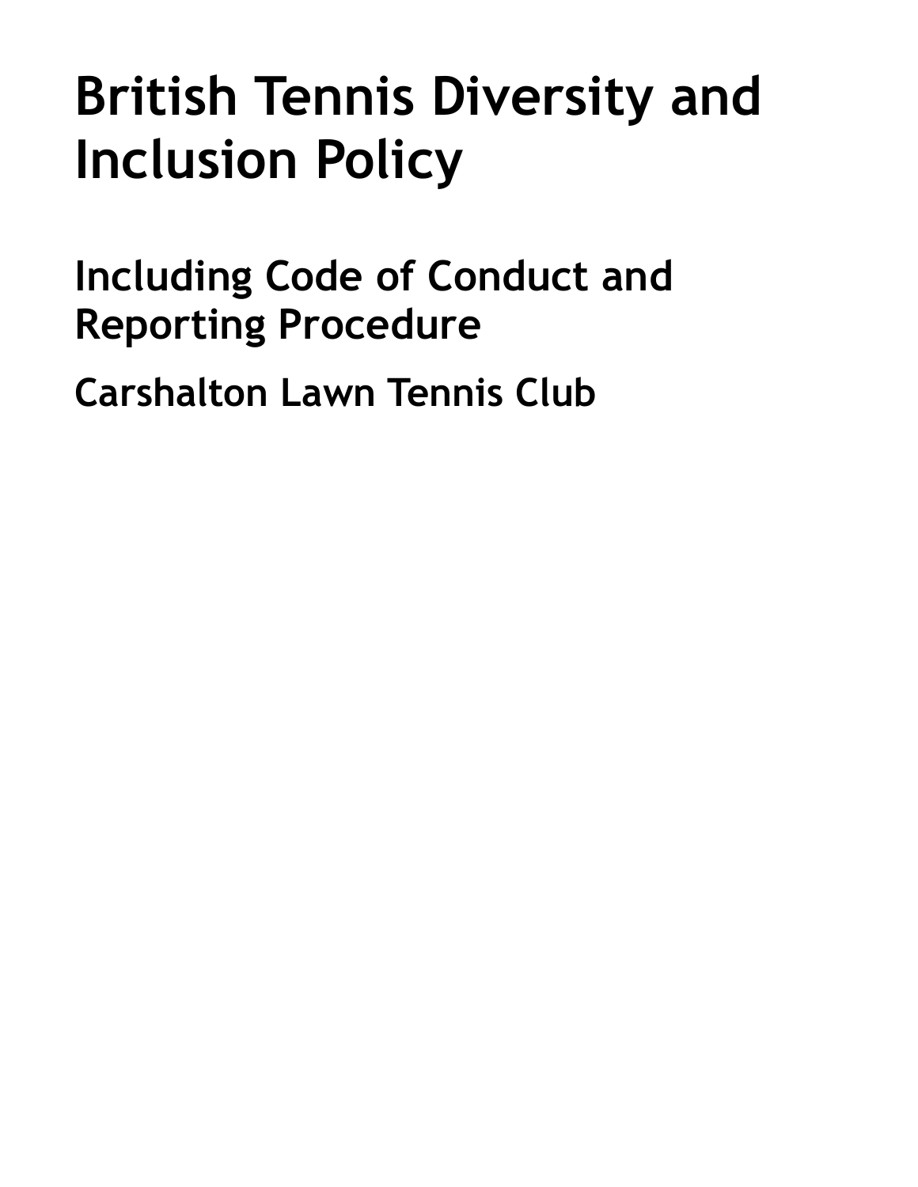# British Tennis Diversity and Inclusion Policy

## Including Code of Conduct and Reporting Procedure

## Carshalton Lawn Tennis Club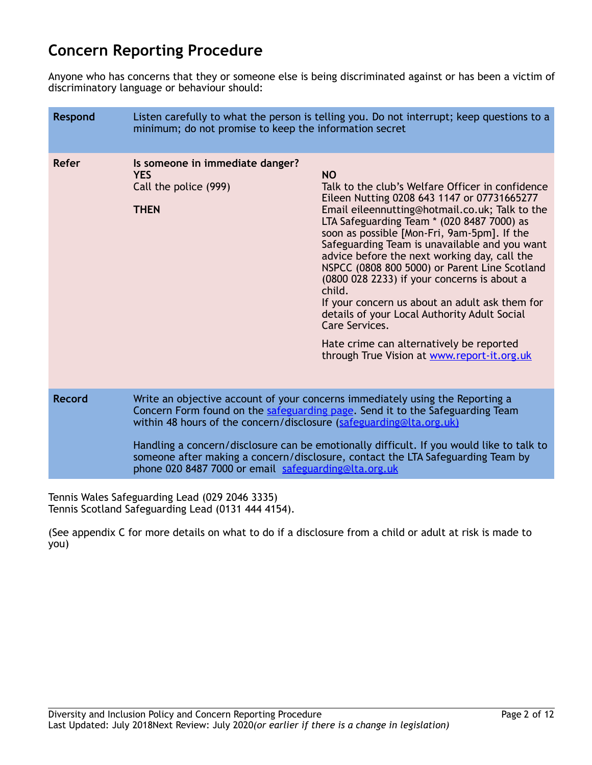# Concern Reporting Procedure

Anyone who has concerns that they or someone else is being discriminated against or has been a victim of discriminatory language or behaviour should:

| | | |
|---|---|---|
| **Respond** | Listen carefully to what the person is telling you. Do not interrupt; keep questions to a minimum; do not promise to keep the information secret | |
| **Refer** | **Is someone in immediate danger?**<br>**YES**<br>Call the police (999)<br><br>**THEN** | **NO**<br>Talk to the club's Welfare Officer in confidence Eileen Nutting 0208 643 1147 or 07731665277 Email eileennutting@hotmail.co.uk; Talk to the LTA Safeguarding Team * (020 8487 7000) as soon as possible [Mon-Fri, 9am-5pm]. If the Safeguarding Team is unavailable and you want advice before the next working day, call the NSPCC (0808 800 5000) or Parent Line Scotland (0800 028 2233) if your concerns is about a child.<br>If your concern us about an adult ask them for details of your Local Authority Adult Social Care Services.<br><br>Hate crime can alternatively be reported through True Vision at www.report-it.org.uk |
| **Record** | Write an objective account of your concerns immediately using the Reporting a Concern Form found on the safeguarding page. Send it to the Safeguarding Team within 48 hours of the concern/disclosure (safeguarding@lta.org.uk)<br><br>Handling a concern/disclosure can be emotionally difficult. If you would like to talk to someone after making a concern/disclosure, contact the LTA Safeguarding Team by phone 020 8487 7000 or email safeguarding@lta.org.uk | |

Tennis Wales Safeguarding Lead (029 2046 3335)
Tennis Scotland Safeguarding Lead (0131 444 4154).

(See appendix C for more details on what to do if a disclosure from a child or adult at risk is made to you)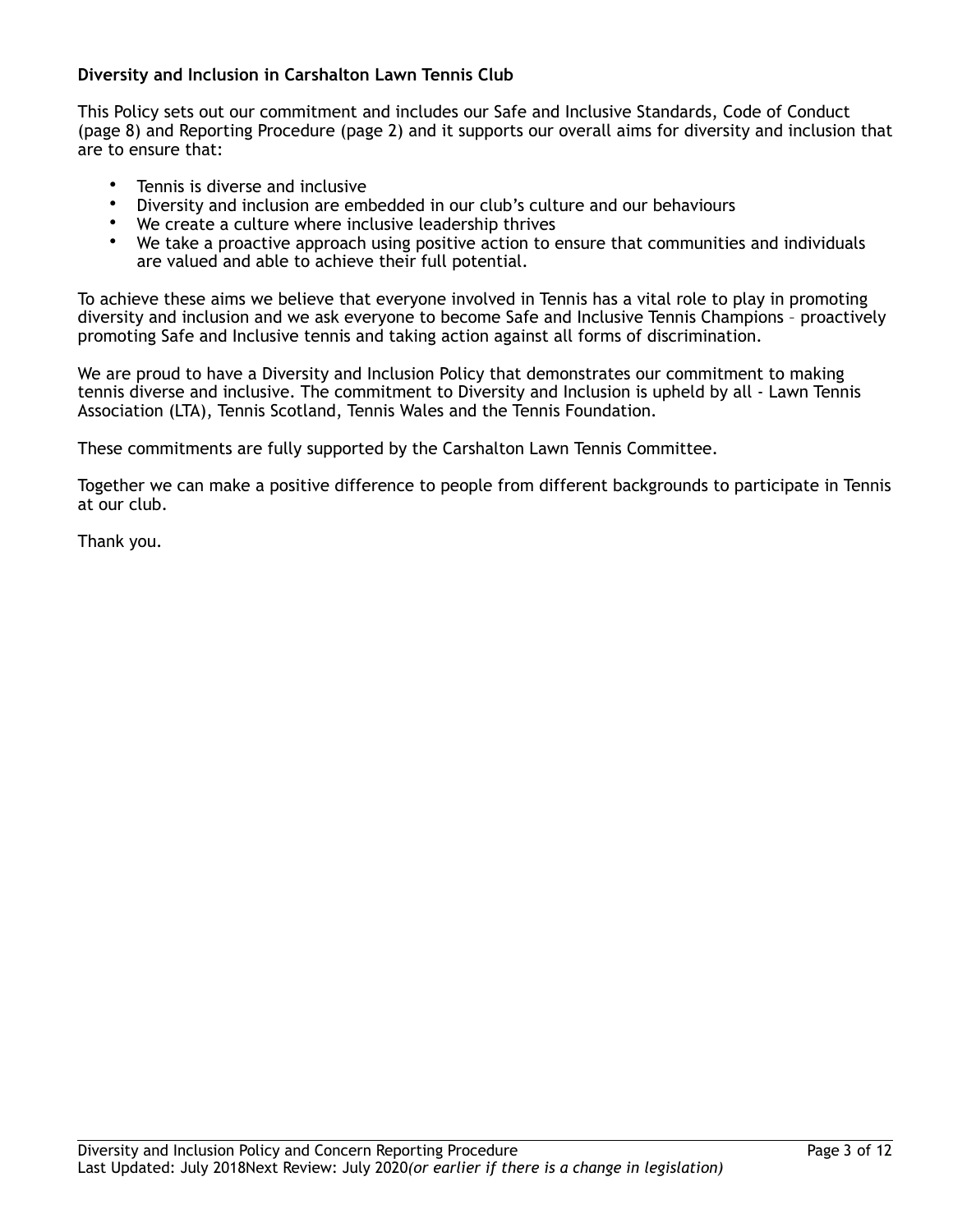**Diversity and Inclusion in Carshalton Lawn Tennis Club**

This Policy sets out our commitment and includes our Safe and Inclusive Standards, Code of Conduct (page 8) and Reporting Procedure (page 2) and it supports our overall aims for diversity and inclusion that are to ensure that:

- Tennis is diverse and inclusive
- Diversity and inclusion are embedded in our club's culture and our behaviours
- We create a culture where inclusive leadership thrives
- We take a proactive approach using positive action to ensure that communities and individuals are valued and able to achieve their full potential.

To achieve these aims we believe that everyone involved in Tennis has a vital role to play in promoting diversity and inclusion and we ask everyone to become Safe and Inclusive Tennis Champions – proactively promoting Safe and Inclusive tennis and taking action against all forms of discrimination.

We are proud to have a Diversity and Inclusion Policy that demonstrates our commitment to making tennis diverse and inclusive. The commitment to Diversity and Inclusion is upheld by all - Lawn Tennis Association (LTA), Tennis Scotland, Tennis Wales and the Tennis Foundation.

These commitments are fully supported by the Carshalton Lawn Tennis Committee.

Together we can make a positive difference to people from different backgrounds to participate in Tennis at our club.

Thank you.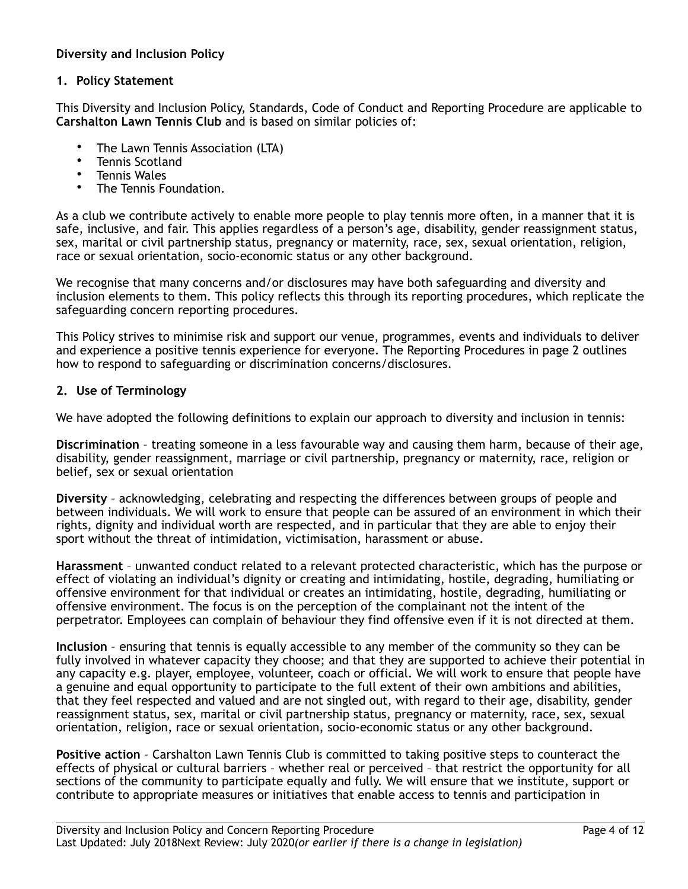**Diversity and Inclusion Policy**

## 1. Policy Statement

This Diversity and Inclusion Policy, Standards, Code of Conduct and Reporting Procedure are applicable to **Carshalton Lawn Tennis Club** and is based on similar policies of:

- The Lawn Tennis Association (LTA)
- Tennis Scotland
- Tennis Wales
- The Tennis Foundation.

As a club we contribute actively to enable more people to play tennis more often, in a manner that it is safe, inclusive, and fair. This applies regardless of a person's age, disability, gender reassignment status, sex, marital or civil partnership status, pregnancy or maternity, race, sex, sexual orientation, religion, race or sexual orientation, socio-economic status or any other background.

We recognise that many concerns and/or disclosures may have both safeguarding and diversity and inclusion elements to them. This policy reflects this through its reporting procedures, which replicate the safeguarding concern reporting procedures.

This Policy strives to minimise risk and support our venue, programmes, events and individuals to deliver and experience a positive tennis experience for everyone. The Reporting Procedures in page 2 outlines how to respond to safeguarding or discrimination concerns/disclosures.

## 2. Use of Terminology

We have adopted the following definitions to explain our approach to diversity and inclusion in tennis:

**Discrimination** – treating someone in a less favourable way and causing them harm, because of their age, disability, gender reassignment, marriage or civil partnership, pregnancy or maternity, race, religion or belief, sex or sexual orientation

**Diversity** – acknowledging, celebrating and respecting the differences between groups of people and between individuals. We will work to ensure that people can be assured of an environment in which their rights, dignity and individual worth are respected, and in particular that they are able to enjoy their sport without the threat of intimidation, victimisation, harassment or abuse.

**Harassment** – unwanted conduct related to a relevant protected characteristic, which has the purpose or effect of violating an individual's dignity or creating and intimidating, hostile, degrading, humiliating or offensive environment for that individual or creates an intimidating, hostile, degrading, humiliating or offensive environment. The focus is on the perception of the complainant not the intent of the perpetrator. Employees can complain of behaviour they find offensive even if it is not directed at them.

**Inclusion** – ensuring that tennis is equally accessible to any member of the community so they can be fully involved in whatever capacity they choose; and that they are supported to achieve their potential in any capacity e.g. player, employee, volunteer, coach or official. We will work to ensure that people have a genuine and equal opportunity to participate to the full extent of their own ambitions and abilities, that they feel respected and valued and are not singled out, with regard to their age, disability, gender reassignment status, sex, marital or civil partnership status, pregnancy or maternity, race, sex, sexual orientation, religion, race or sexual orientation, socio-economic status or any other background.

**Positive action** – Carshalton Lawn Tennis Club is committed to taking positive steps to counteract the effects of physical or cultural barriers – whether real or perceived – that restrict the opportunity for all sections of the community to participate equally and fully. We will ensure that we institute, support or contribute to appropriate measures or initiatives that enable access to tennis and participation in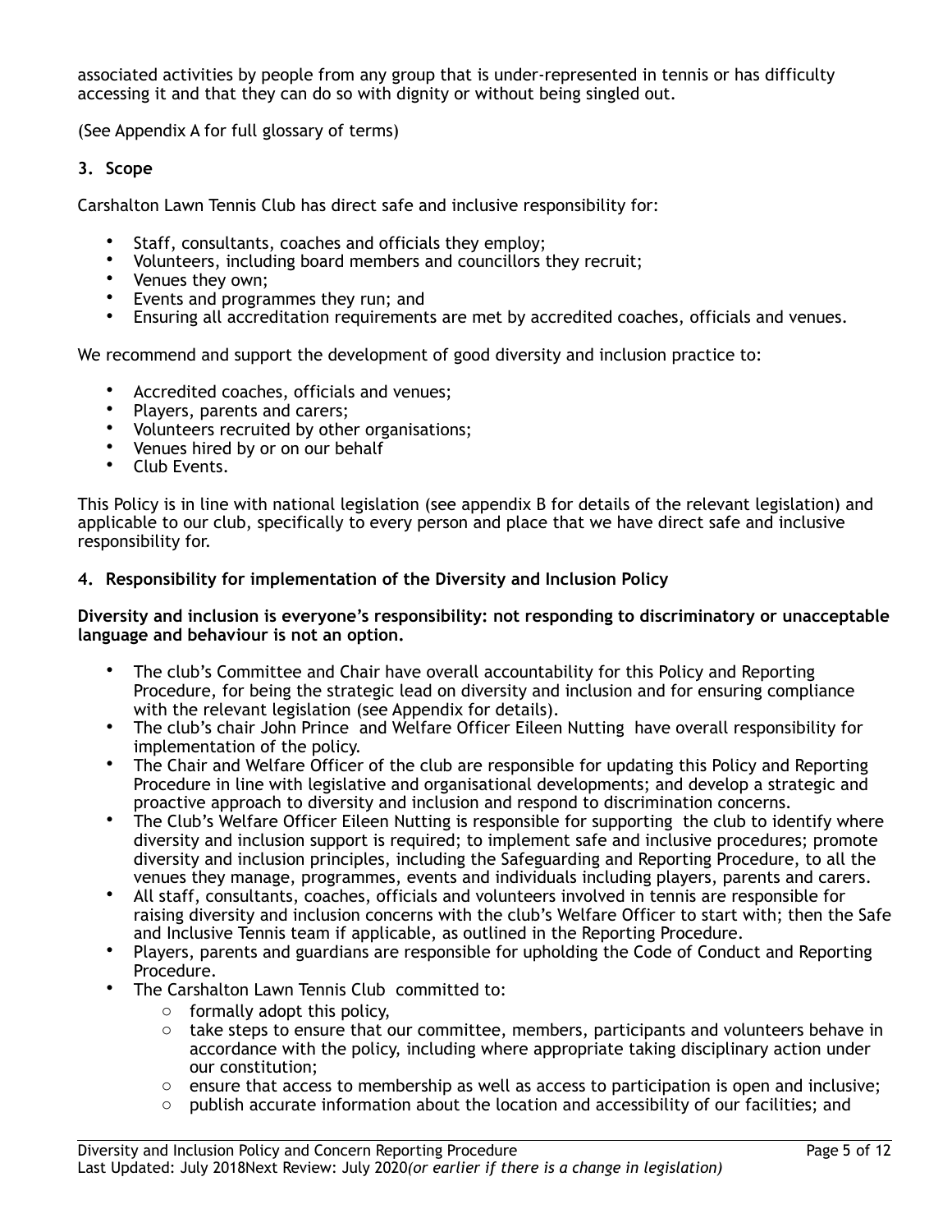associated activities by people from any group that is under-represented in tennis or has difficulty accessing it and that they can do so with dignity or without being singled out.

(See Appendix A for full glossary of terms)

## 3. Scope

Carshalton Lawn Tennis Club has direct safe and inclusive responsibility for:

- Staff, consultants, coaches and officials they employ;
- Volunteers, including board members and councillors they recruit;
- Venues they own;
- Events and programmes they run; and
- Ensuring all accreditation requirements are met by accredited coaches, officials and venues.

We recommend and support the development of good diversity and inclusion practice to:

- Accredited coaches, officials and venues;
- Players, parents and carers;
- Volunteers recruited by other organisations;
- Venues hired by or on our behalf
- Club Events.

This Policy is in line with national legislation (see appendix B for details of the relevant legislation) and applicable to our club, specifically to every person and place that we have direct safe and inclusive responsibility for.

## 4. Responsibility for implementation of the Diversity and Inclusion Policy

**Diversity and inclusion is everyone's responsibility: not responding to discriminatory or unacceptable language and behaviour is not an option.**

- The club's Committee and Chair have overall accountability for this Policy and Reporting Procedure, for being the strategic lead on diversity and inclusion and for ensuring compliance with the relevant legislation (see Appendix for details).
- The club's chair John Prince and Welfare Officer Eileen Nutting have overall responsibility for implementation of the policy.
- The Chair and Welfare Officer of the club are responsible for updating this Policy and Reporting Procedure in line with legislative and organisational developments; and develop a strategic and proactive approach to diversity and inclusion and respond to discrimination concerns.
- The Club's Welfare Officer Eileen Nutting is responsible for supporting the club to identify where diversity and inclusion support is required; to implement safe and inclusive procedures; promote diversity and inclusion principles, including the Safeguarding and Reporting Procedure, to all the venues they manage, programmes, events and individuals including players, parents and carers.
- All staff, consultants, coaches, officials and volunteers involved in tennis are responsible for raising diversity and inclusion concerns with the club's Welfare Officer to start with; then the Safe and Inclusive Tennis team if applicable, as outlined in the Reporting Procedure.
- Players, parents and guardians are responsible for upholding the Code of Conduct and Reporting Procedure.
- The Carshalton Lawn Tennis Club committed to:
  - formally adopt this policy,
  - take steps to ensure that our committee, members, participants and volunteers behave in accordance with the policy, including where appropriate taking disciplinary action under our constitution;
  - ensure that access to membership as well as access to participation is open and inclusive;
  - publish accurate information about the location and accessibility of our facilities; and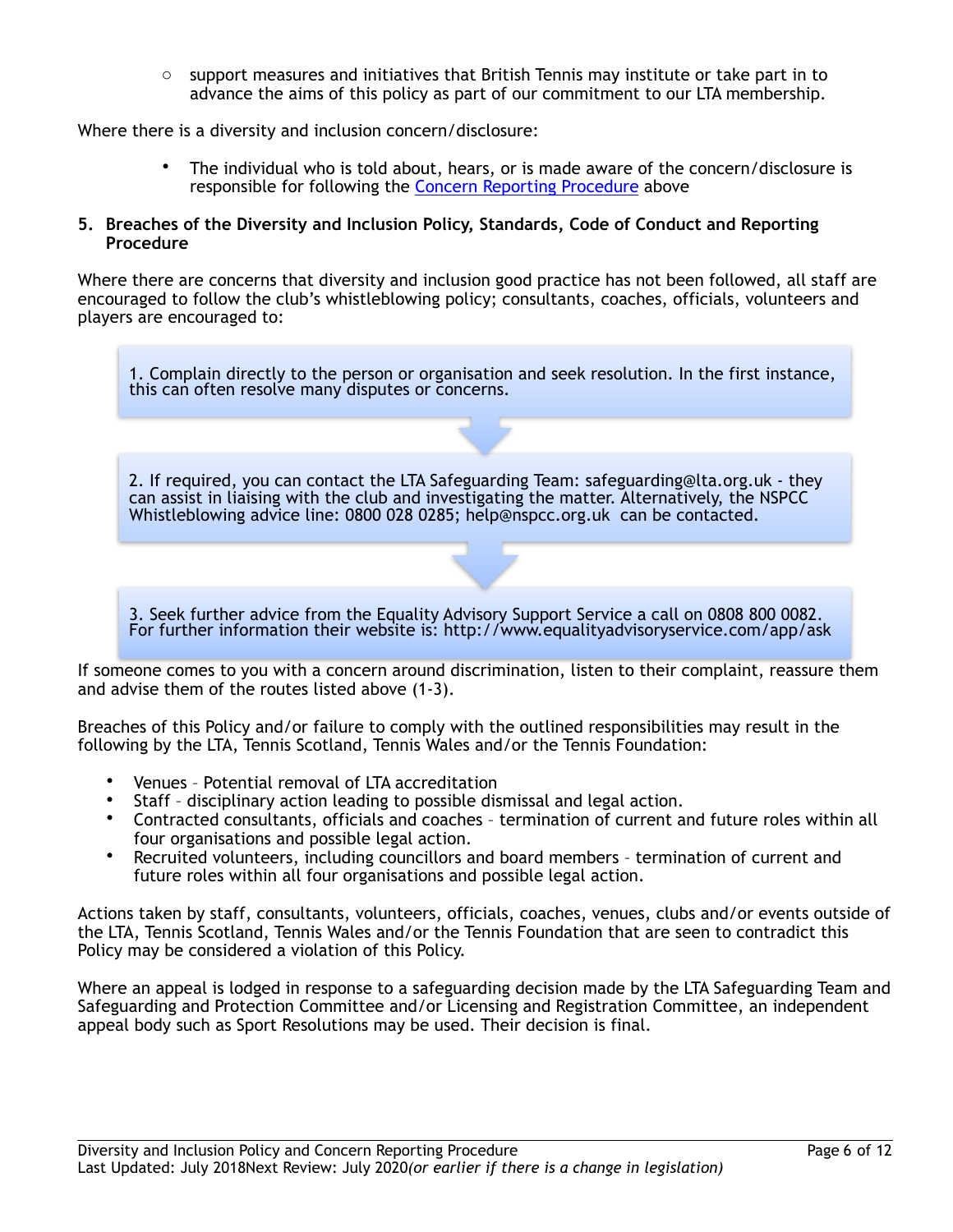- support measures and initiatives that British Tennis may institute or take part in to advance the aims of this policy as part of our commitment to our LTA membership.

Where there is a diversity and inclusion concern/disclosure:

- The individual who is told about, hears, or is made aware of the concern/disclosure is responsible for following the Concern Reporting Procedure above

## 5. Breaches of the Diversity and Inclusion Policy, Standards, Code of Conduct and Reporting Procedure

Where there are concerns that diversity and inclusion good practice has not been followed, all staff are encouraged to follow the club's whistleblowing policy; consultants, coaches, officials, volunteers and players are encouraged to:

1. Complain directly to the person or organisation and seek resolution. In the first instance, this can often resolve many disputes or concerns.

2. If required, you can contact the LTA Safeguarding Team: safeguarding@lta.org.uk - they can assist in liaising with the club and investigating the matter. Alternatively, the NSPCC Whistleblowing advice line: 0800 028 0285; help@nspcc.org.uk can be contacted.

3. Seek further advice from the Equality Advisory Support Service a call on 0808 800 0082. For further information their website is: http://www.equalityadvisoryservice.com/app/ask

If someone comes to you with a concern around discrimination, listen to their complaint, reassure them and advise them of the routes listed above (1-3).

Breaches of this Policy and/or failure to comply with the outlined responsibilities may result in the following by the LTA, Tennis Scotland, Tennis Wales and/or the Tennis Foundation:

- Venues – Potential removal of LTA accreditation
- Staff – disciplinary action leading to possible dismissal and legal action.
- Contracted consultants, officials and coaches – termination of current and future roles within all four organisations and possible legal action.
- Recruited volunteers, including councillors and board members – termination of current and future roles within all four organisations and possible legal action.

Actions taken by staff, consultants, volunteers, officials, coaches, venues, clubs and/or events outside of the LTA, Tennis Scotland, Tennis Wales and/or the Tennis Foundation that are seen to contradict this Policy may be considered a violation of this Policy.

Where an appeal is lodged in response to a safeguarding decision made by the LTA Safeguarding Team and Safeguarding and Protection Committee and/or Licensing and Registration Committee, an independent appeal body such as Sport Resolutions may be used. Their decision is final.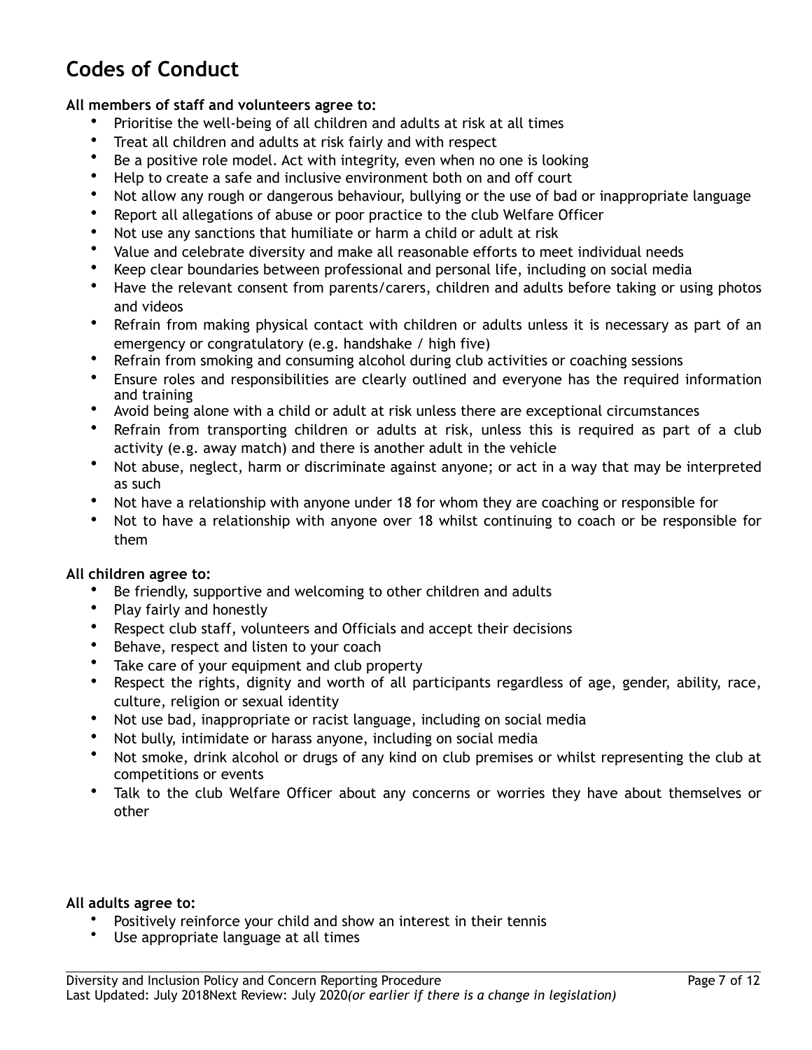# Codes of Conduct

**All members of staff and volunteers agree to:**

- Prioritise the well-being of all children and adults at risk at all times
- Treat all children and adults at risk fairly and with respect
- Be a positive role model. Act with integrity, even when no one is looking
- Help to create a safe and inclusive environment both on and off court
- Not allow any rough or dangerous behaviour, bullying or the use of bad or inappropriate language
- Report all allegations of abuse or poor practice to the club Welfare Officer
- Not use any sanctions that humiliate or harm a child or adult at risk
- Value and celebrate diversity and make all reasonable efforts to meet individual needs
- Keep clear boundaries between professional and personal life, including on social media
- Have the relevant consent from parents/carers, children and adults before taking or using photos and videos
- Refrain from making physical contact with children or adults unless it is necessary as part of an emergency or congratulatory (e.g. handshake / high five)
- Refrain from smoking and consuming alcohol during club activities or coaching sessions
- Ensure roles and responsibilities are clearly outlined and everyone has the required information and training
- Avoid being alone with a child or adult at risk unless there are exceptional circumstances
- Refrain from transporting children or adults at risk, unless this is required as part of a club activity (e.g. away match) and there is another adult in the vehicle
- Not abuse, neglect, harm or discriminate against anyone; or act in a way that may be interpreted as such
- Not have a relationship with anyone under 18 for whom they are coaching or responsible for
- Not to have a relationship with anyone over 18 whilst continuing to coach or be responsible for them

**All children agree to:**

- Be friendly, supportive and welcoming to other children and adults
- Play fairly and honestly
- Respect club staff, volunteers and Officials and accept their decisions
- Behave, respect and listen to your coach
- Take care of your equipment and club property
- Respect the rights, dignity and worth of all participants regardless of age, gender, ability, race, culture, religion or sexual identity
- Not use bad, inappropriate or racist language, including on social media
- Not bully, intimidate or harass anyone, including on social media
- Not smoke, drink alcohol or drugs of any kind on club premises or whilst representing the club at competitions or events
- Talk to the club Welfare Officer about any concerns or worries they have about themselves or other

**All adults agree to:**

- Positively reinforce your child and show an interest in their tennis
- Use appropriate language at all times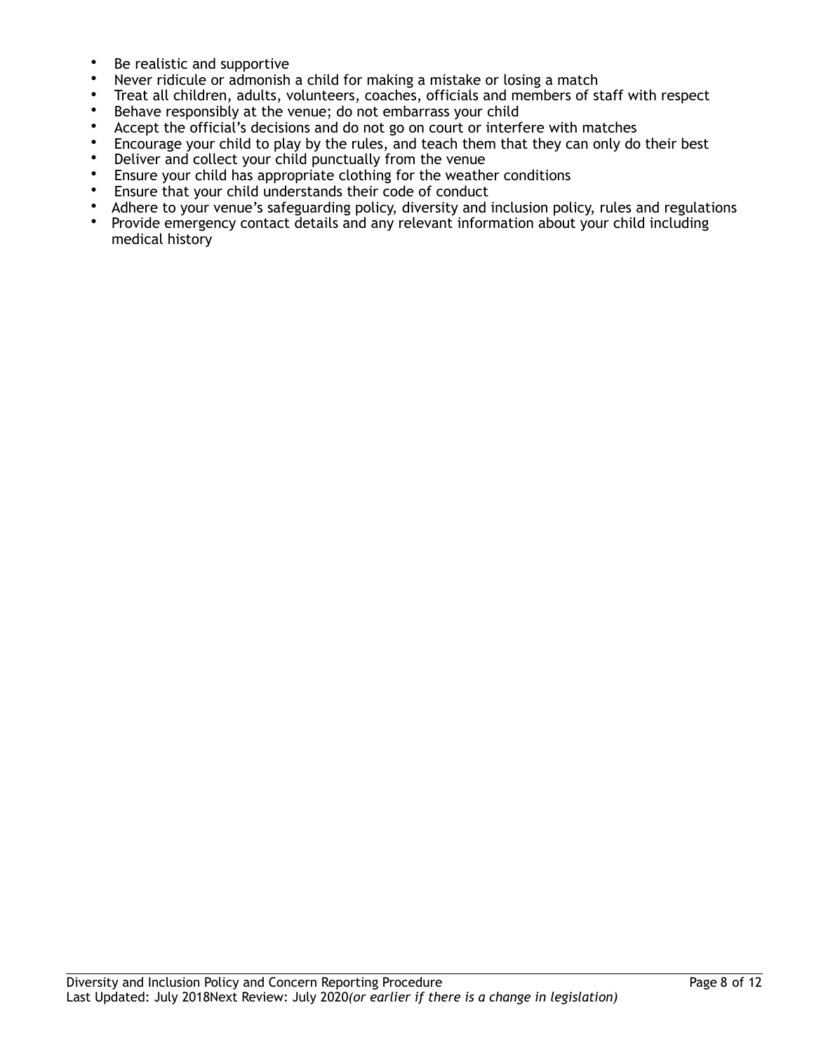- Be realistic and supportive
- Never ridicule or admonish a child for making a mistake or losing a match
- Treat all children, adults, volunteers, coaches, officials and members of staff with respect
- Behave responsibly at the venue; do not embarrass your child
- Accept the official's decisions and do not go on court or interfere with matches
- Encourage your child to play by the rules, and teach them that they can only do their best
- Deliver and collect your child punctually from the venue
- Ensure your child has appropriate clothing for the weather conditions
- Ensure that your child understands their code of conduct
- Adhere to your venue's safeguarding policy, diversity and inclusion policy, rules and regulations
- Provide emergency contact details and any relevant information about your child including medical history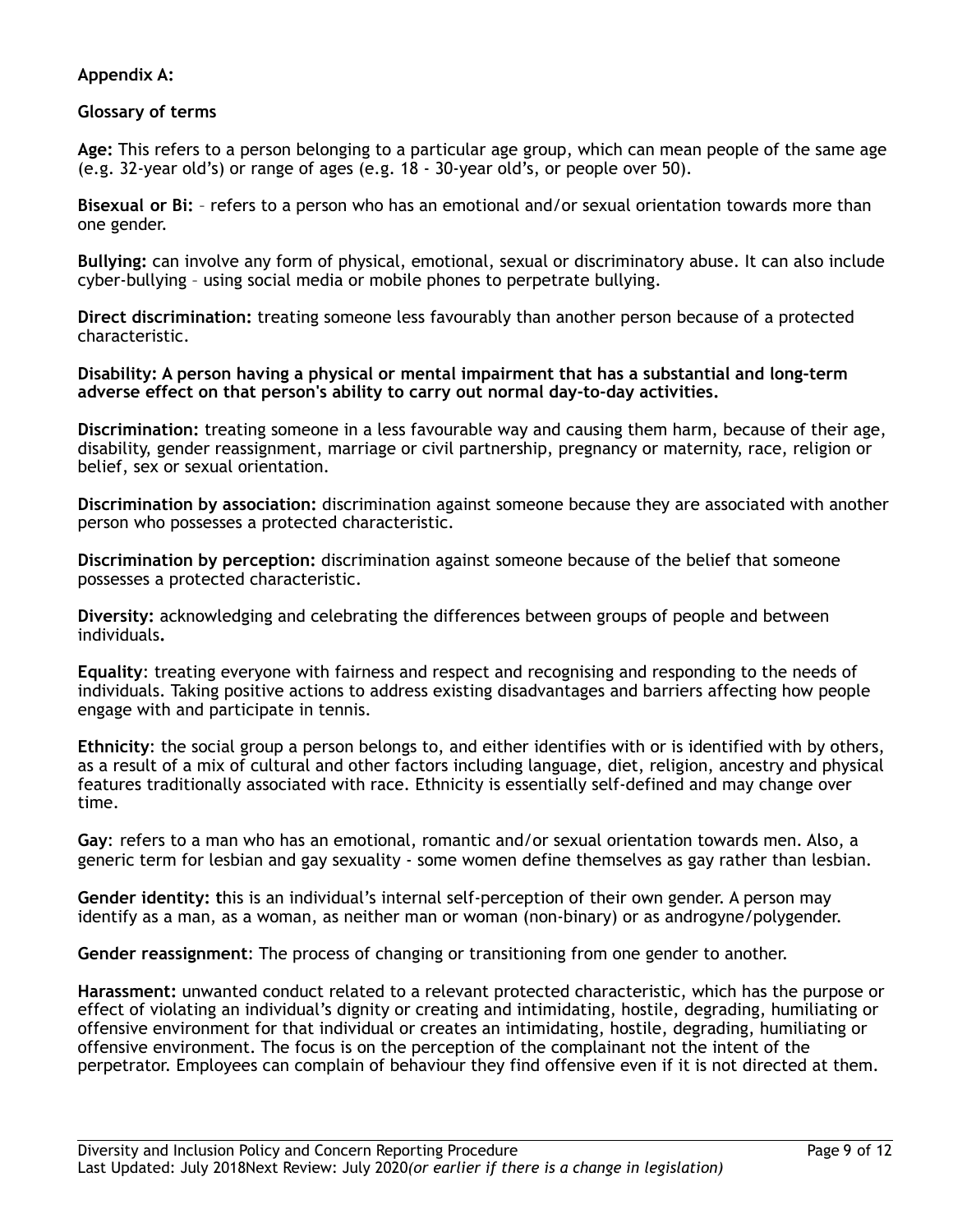**Appendix A:**

**Glossary of terms**

**Age:** This refers to a person belonging to a particular age group, which can mean people of the same age (e.g. 32-year old's) or range of ages (e.g. 18 - 30-year old's, or people over 50).

**Bisexual or Bi:** – refers to a person who has an emotional and/or sexual orientation towards more than one gender.

**Bullying:** can involve any form of physical, emotional, sexual or discriminatory abuse. It can also include cyber-bullying – using social media or mobile phones to perpetrate bullying.

**Direct discrimination:** treating someone less favourably than another person because of a protected characteristic.

**Disability: A person having a physical or mental impairment that has a substantial and long-term adverse effect on that person's ability to carry out normal day-to-day activities.**

**Discrimination:** treating someone in a less favourable way and causing them harm, because of their age, disability, gender reassignment, marriage or civil partnership, pregnancy or maternity, race, religion or belief, sex or sexual orientation.

**Discrimination by association:** discrimination against someone because they are associated with another person who possesses a protected characteristic.

**Discrimination by perception:** discrimination against someone because of the belief that someone possesses a protected characteristic.

**Diversity:** acknowledging and celebrating the differences between groups of people and between individuals**.**

**Equality**: treating everyone with fairness and respect and recognising and responding to the needs of individuals. Taking positive actions to address existing disadvantages and barriers affecting how people engage with and participate in tennis.

**Ethnicity**: the social group a person belongs to, and either identifies with or is identified with by others, as a result of a mix of cultural and other factors including language, diet, religion, ancestry and physical features traditionally associated with race. Ethnicity is essentially self-defined and may change over time.

**Gay**: refers to a man who has an emotional, romantic and/or sexual orientation towards men. Also, a generic term for lesbian and gay sexuality - some women define themselves as gay rather than lesbian.

**Gender identity: t**his is an individual's internal self-perception of their own gender. A person may identify as a man, as a woman, as neither man or woman (non-binary) or as androgyne/polygender.

**Gender reassignment**: The process of changing or transitioning from one gender to another.

**Harassment:** unwanted conduct related to a relevant protected characteristic, which has the purpose or effect of violating an individual's dignity or creating and intimidating, hostile, degrading, humiliating or offensive environment for that individual or creates an intimidating, hostile, degrading, humiliating or offensive environment. The focus is on the perception of the complainant not the intent of the perpetrator. Employees can complain of behaviour they find offensive even if it is not directed at them.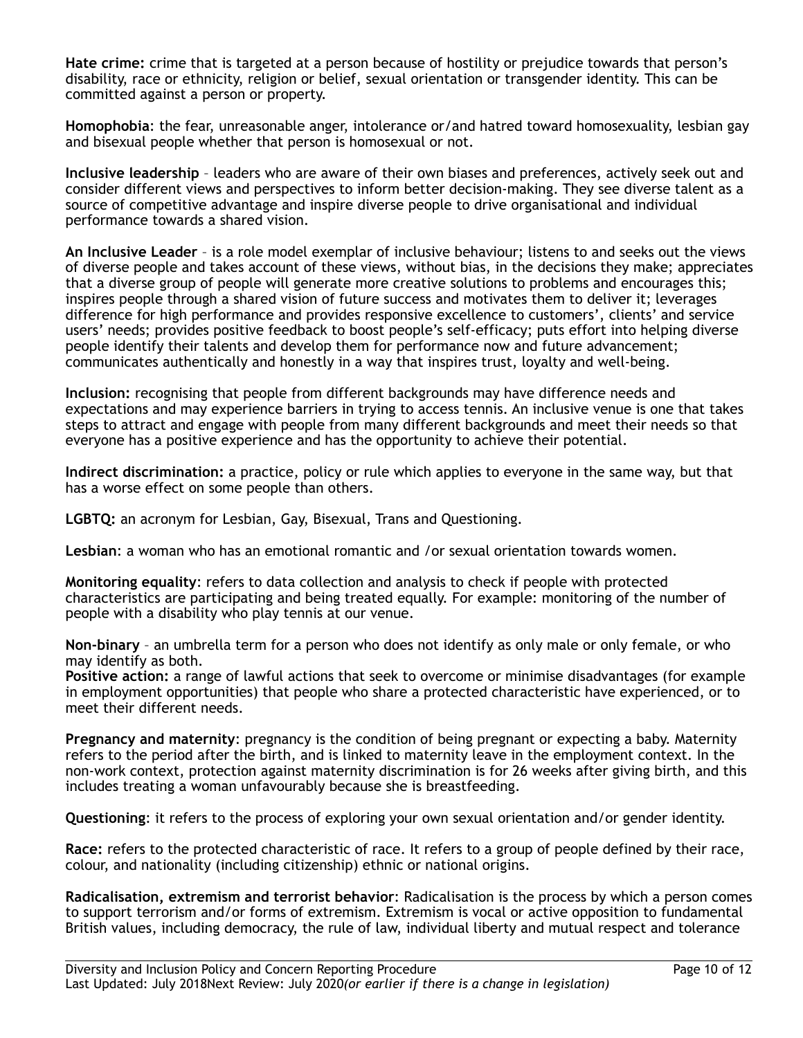**Hate crime:** crime that is targeted at a person because of hostility or prejudice towards that person's disability, race or ethnicity, religion or belief, sexual orientation or transgender identity. This can be committed against a person or property.

**Homophobia**: the fear, unreasonable anger, intolerance or/and hatred toward homosexuality, lesbian gay and bisexual people whether that person is homosexual or not.

**Inclusive leadership** – leaders who are aware of their own biases and preferences, actively seek out and consider different views and perspectives to inform better decision-making. They see diverse talent as a source of competitive advantage and inspire diverse people to drive organisational and individual performance towards a shared vision.

**An Inclusive Leader** – is a role model exemplar of inclusive behaviour; listens to and seeks out the views of diverse people and takes account of these views, without bias, in the decisions they make; appreciates that a diverse group of people will generate more creative solutions to problems and encourages this; inspires people through a shared vision of future success and motivates them to deliver it; leverages difference for high performance and provides responsive excellence to customers', clients' and service users' needs; provides positive feedback to boost people's self-efficacy; puts effort into helping diverse people identify their talents and develop them for performance now and future advancement; communicates authentically and honestly in a way that inspires trust, loyalty and well-being.

**Inclusion:** recognising that people from different backgrounds may have difference needs and expectations and may experience barriers in trying to access tennis. An inclusive venue is one that takes steps to attract and engage with people from many different backgrounds and meet their needs so that everyone has a positive experience and has the opportunity to achieve their potential.

**Indirect discrimination:** a practice, policy or rule which applies to everyone in the same way, but that has a worse effect on some people than others.

**LGBTQ:** an acronym for Lesbian, Gay, Bisexual, Trans and Questioning.

**Lesbian**: a woman who has an emotional romantic and /or sexual orientation towards women.

**Monitoring equality**: refers to data collection and analysis to check if people with protected characteristics are participating and being treated equally. For example: monitoring of the number of people with a disability who play tennis at our venue.

**Non-binary** – an umbrella term for a person who does not identify as only male or only female, or who may identify as both.

**Positive action:** a range of lawful actions that seek to overcome or minimise disadvantages (for example in employment opportunities) that people who share a protected characteristic have experienced, or to meet their different needs.

**Pregnancy and maternity**: pregnancy is the condition of being pregnant or expecting a baby. Maternity refers to the period after the birth, and is linked to maternity leave in the employment context. In the non-work context, protection against maternity discrimination is for 26 weeks after giving birth, and this includes treating a woman unfavourably because she is breastfeeding.

**Questioning**: it refers to the process of exploring your own sexual orientation and/or gender identity.

**Race:** refers to the protected characteristic of race. It refers to a group of people defined by their race, colour, and nationality (including citizenship) ethnic or national origins.

**Radicalisation, extremism and terrorist behavior**: Radicalisation is the process by which a person comes to support terrorism and/or forms of extremism. Extremism is vocal or active opposition to fundamental British values, including democracy, the rule of law, individual liberty and mutual respect and tolerance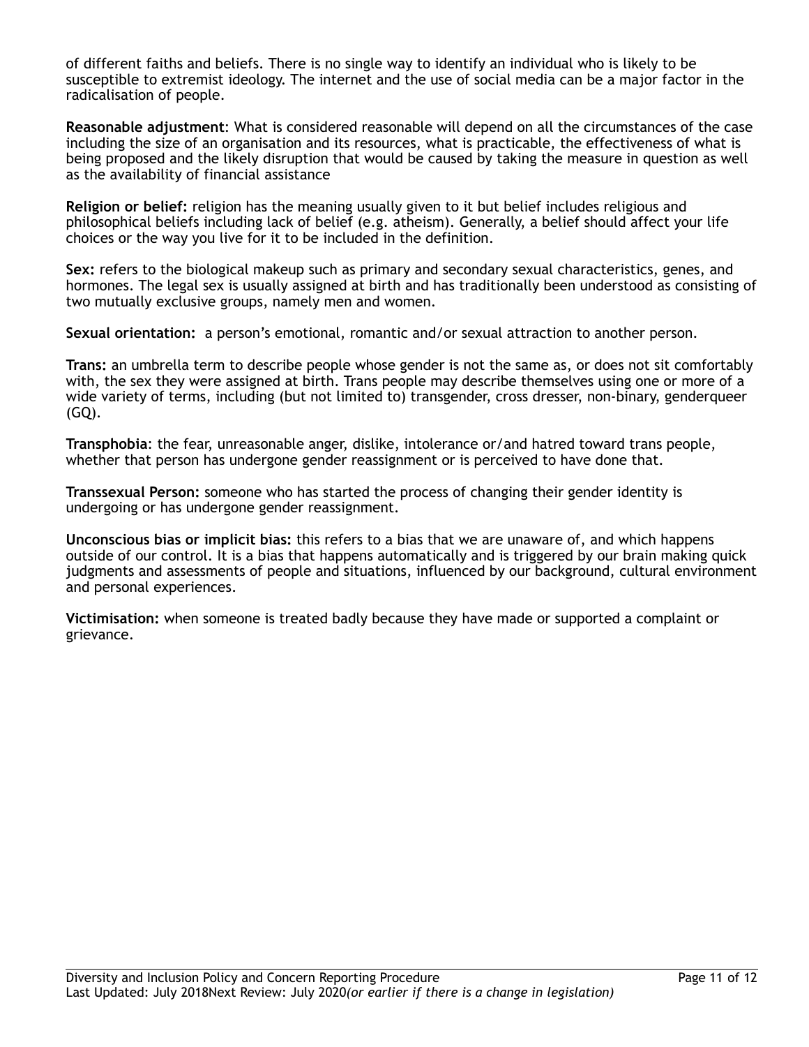of different faiths and beliefs. There is no single way to identify an individual who is likely to be susceptible to extremist ideology. The internet and the use of social media can be a major factor in the radicalisation of people.

**Reasonable adjustment**: What is considered reasonable will depend on all the circumstances of the case including the size of an organisation and its resources, what is practicable, the effectiveness of what is being proposed and the likely disruption that would be caused by taking the measure in question as well as the availability of financial assistance

**Religion or belief:** religion has the meaning usually given to it but belief includes religious and philosophical beliefs including lack of belief (e.g. atheism). Generally, a belief should affect your life choices or the way you live for it to be included in the definition.

**Sex:** refers to the biological makeup such as primary and secondary sexual characteristics, genes, and hormones. The legal sex is usually assigned at birth and has traditionally been understood as consisting of two mutually exclusive groups, namely men and women.

**Sexual orientation:** a person's emotional, romantic and/or sexual attraction to another person.

**Trans:** an umbrella term to describe people whose gender is not the same as, or does not sit comfortably with, the sex they were assigned at birth. Trans people may describe themselves using one or more of a wide variety of terms, including (but not limited to) transgender, cross dresser, non-binary, genderqueer (GQ).

**Transphobia**: the fear, unreasonable anger, dislike, intolerance or/and hatred toward trans people, whether that person has undergone gender reassignment or is perceived to have done that.

**Transsexual Person:** someone who has started the process of changing their gender identity is undergoing or has undergone gender reassignment.

**Unconscious bias or implicit bias:** this refers to a bias that we are unaware of, and which happens outside of our control. It is a bias that happens automatically and is triggered by our brain making quick judgments and assessments of people and situations, influenced by our background, cultural environment and personal experiences.

**Victimisation:** when someone is treated badly because they have made or supported a complaint or grievance.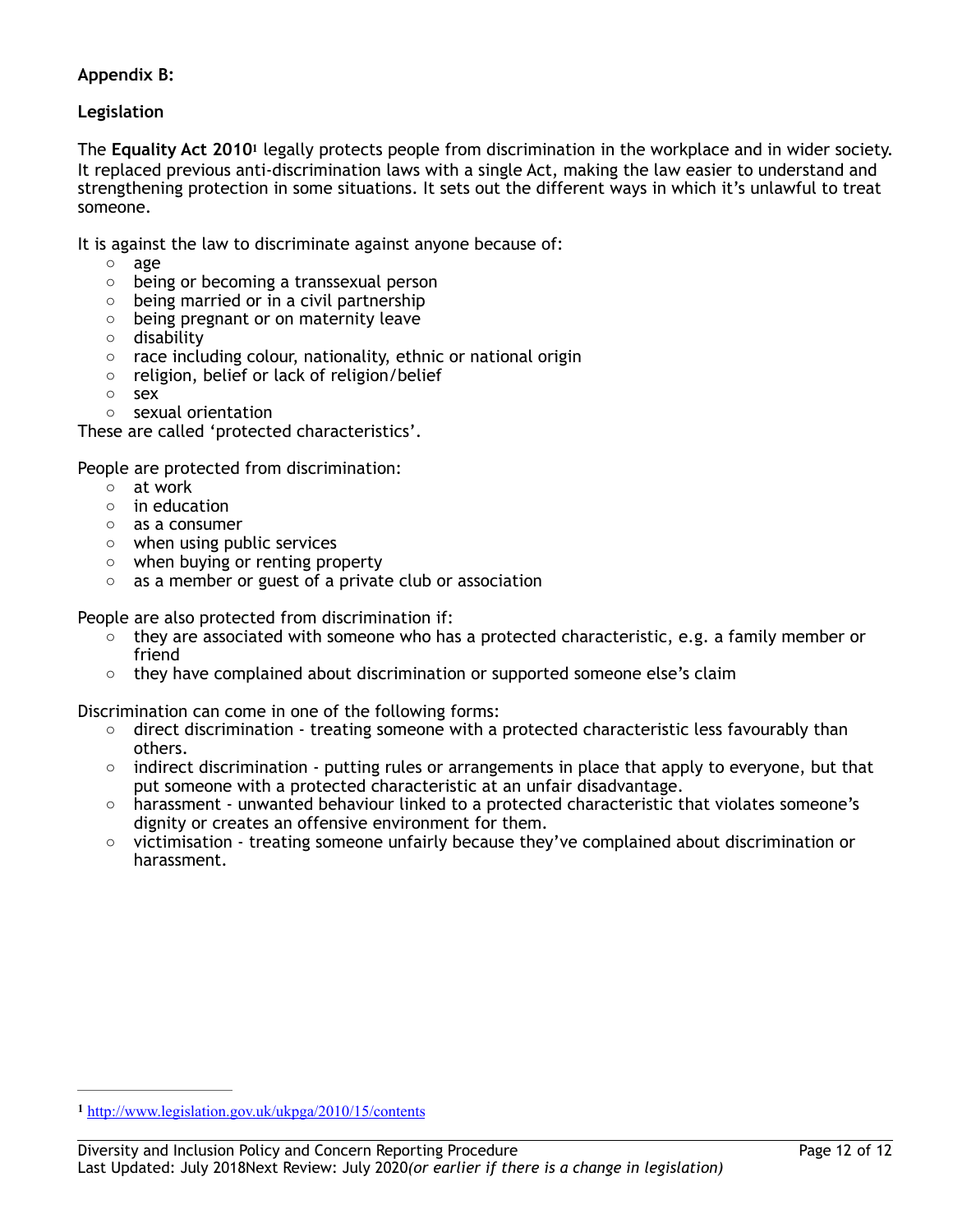**Appendix B:**

**Legislation**

The **Equality Act 2010**[1] legally protects people from discrimination in the workplace and in wider society. It replaced previous anti-discrimination laws with a single Act, making the law easier to understand and strengthening protection in some situations. It sets out the different ways in which it's unlawful to treat someone.

It is against the law to discriminate against anyone because of:

- age
- being or becoming a transsexual person
- being married or in a civil partnership
- being pregnant or on maternity leave
- disability
- race including colour, nationality, ethnic or national origin
- religion, belief or lack of religion/belief
- sex
- sexual orientation

These are called 'protected characteristics'.

People are protected from discrimination:

- at work
- in education
- as a consumer
- when using public services
- when buying or renting property
- as a member or guest of a private club or association

People are also protected from discrimination if:

- they are associated with someone who has a protected characteristic, e.g. a family member or friend
- they have complained about discrimination or supported someone else's claim

Discrimination can come in one of the following forms:

- direct discrimination - treating someone with a protected characteristic less favourably than others.
- indirect discrimination - putting rules or arrangements in place that apply to everyone, but that put someone with a protected characteristic at an unfair disadvantage.
- harassment - unwanted behaviour linked to a protected characteristic that violates someone's dignity or creates an offensive environment for them.
- victimisation - treating someone unfairly because they've complained about discrimination or harassment.

---

[1] http://www.legislation.gov.uk/ukpga/2010/15/contents